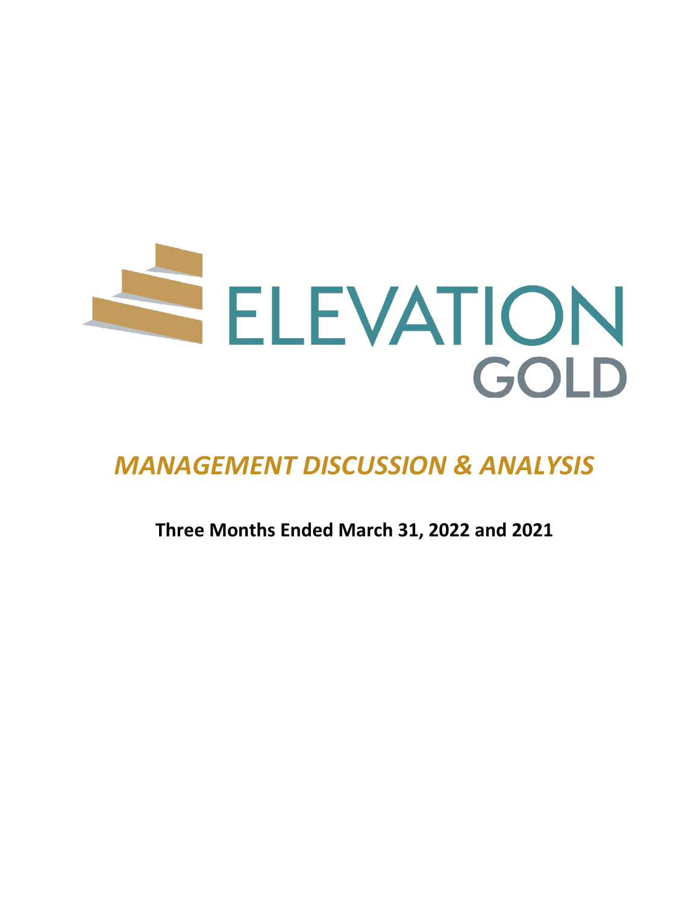ELEVATION GOLD

# *MANAGEMENT DISCUSSION & ANALYSIS*

**Three Months Ended March 31, 2022 and 2021**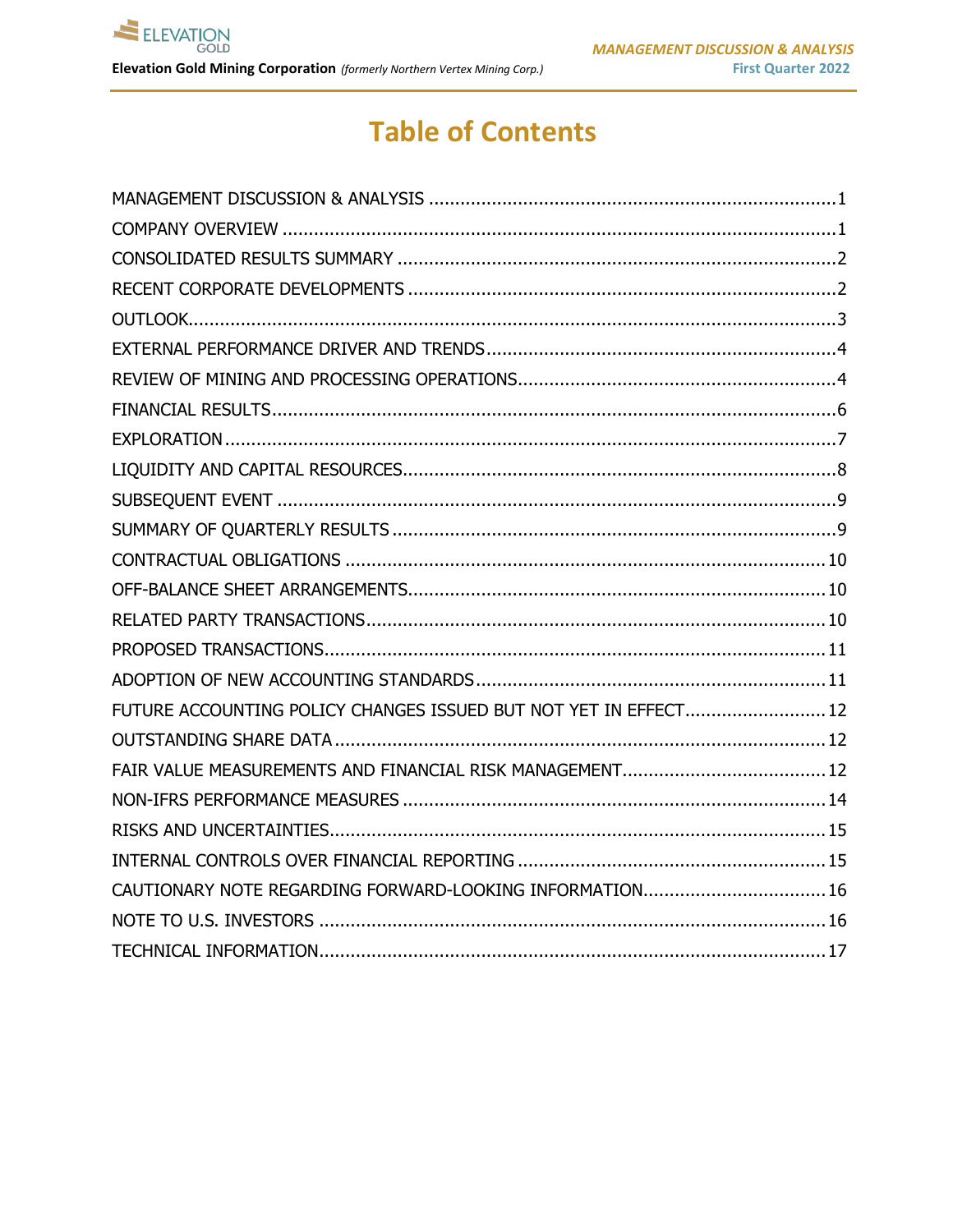# Table of Contents

MANAGEMENT DISCUSSION & ANALYSIS ............................................................................1
COMPANY OVERVIEW ........................................................................................................1
CONSOLIDATED RESULTS SUMMARY ...................................................................................2
RECENT CORPORATE DEVELOPMENTS ................................................................................2
OUTLOOK..........................................................................................................................3
EXTERNAL PERFORMANCE DRIVER AND TRENDS..................................................................4
REVIEW OF MINING AND PROCESSING OPERATIONS...........................................................4
FINANCIAL RESULTS..........................................................................................................6
EXPLORATION ...................................................................................................................7
LIQUIDITY AND CAPITAL RESOURCES.................................................................................8
SUBSEQUENT EVENT .........................................................................................................9
SUMMARY OF QUARTERLY RESULTS ...................................................................................9
CONTRACTUAL OBLIGATIONS ..........................................................................................10
OFF-BALANCE SHEET ARRANGEMENTS.............................................................................10
RELATED PARTY TRANSACTIONS......................................................................................10
PROPOSED TRANSACTIONS..............................................................................................11
ADOPTION OF NEW ACCOUNTING STANDARDS .................................................................11
FUTURE ACCOUNTING POLICY CHANGES ISSUED BUT NOT YET IN EFFECT..........................12
OUTSTANDING SHARE DATA ............................................................................................12
FAIR VALUE MEASUREMENTS AND FINANCIAL RISK MANAGEMENT.....................................12
NON-IFRS PERFORMANCE MEASURES ...............................................................................14
RISKS AND UNCERTAINTIES.............................................................................................15
INTERNAL CONTROLS OVER FINANCIAL REPORTING .........................................................15
CAUTIONARY NOTE REGARDING FORWARD-LOOKING INFORMATION..................................16
NOTE TO U.S. INVESTORS ...............................................................................................16
TECHNICAL INFORMATION................................................................................................17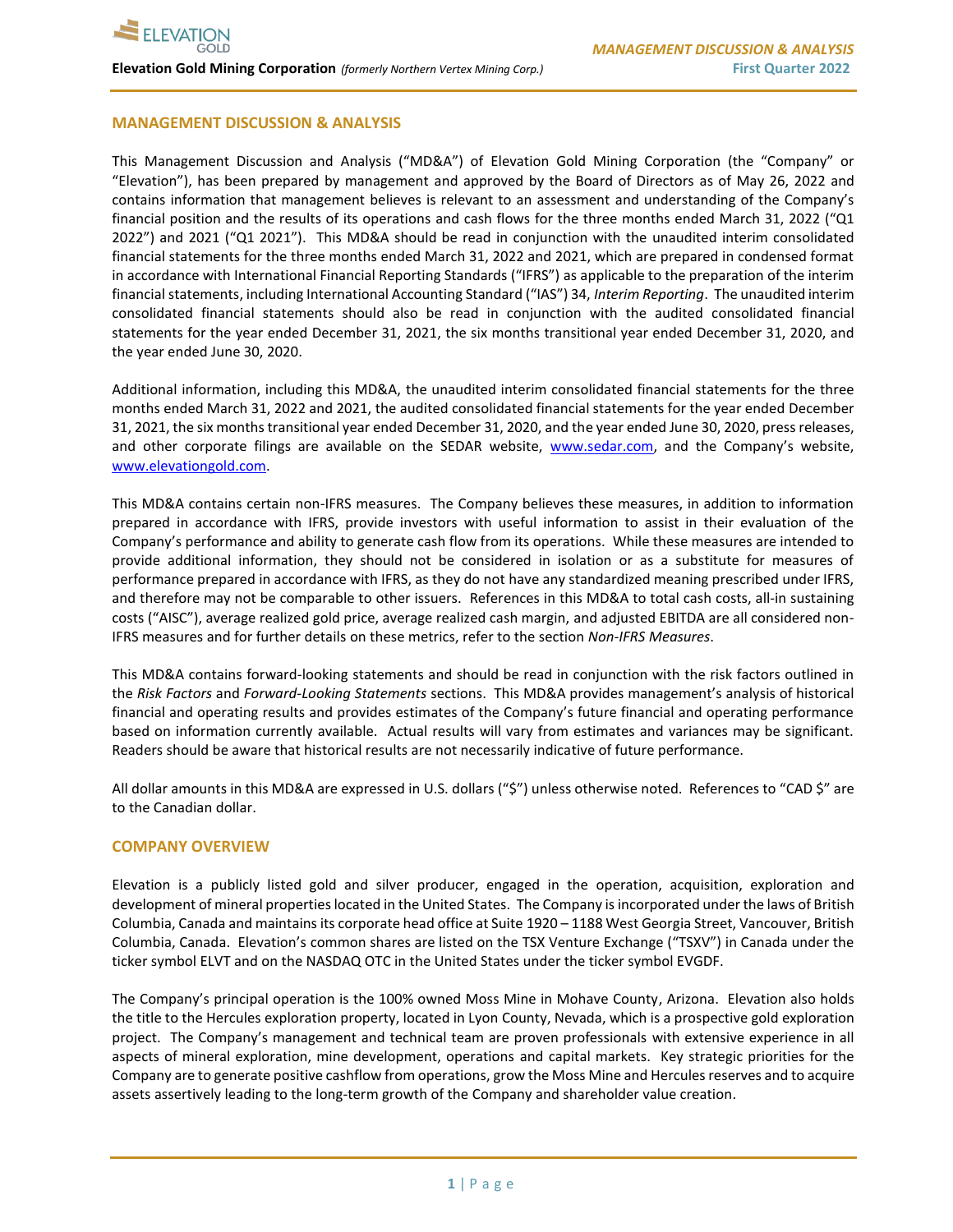## MANAGEMENT DISCUSSION & ANALYSIS

This Management Discussion and Analysis ("MD&A") of Elevation Gold Mining Corporation (the "Company" or "Elevation"), has been prepared by management and approved by the Board of Directors as of May 26, 2022 and contains information that management believes is relevant to an assessment and understanding of the Company's financial position and the results of its operations and cash flows for the three months ended March 31, 2022 ("Q1 2022") and 2021 ("Q1 2021"). This MD&A should be read in conjunction with the unaudited interim consolidated financial statements for the three months ended March 31, 2022 and 2021, which are prepared in condensed format in accordance with International Financial Reporting Standards ("IFRS") as applicable to the preparation of the interim financial statements, including International Accounting Standard ("IAS") 34, *Interim Reporting*. The unaudited interim consolidated financial statements should also be read in conjunction with the audited consolidated financial statements for the year ended December 31, 2021, the six months transitional year ended December 31, 2020, and the year ended June 30, 2020.

Additional information, including this MD&A, the unaudited interim consolidated financial statements for the three months ended March 31, 2022 and 2021, the audited consolidated financial statements for the year ended December 31, 2021, the six months transitional year ended December 31, 2020, and the year ended June 30, 2020, press releases, and other corporate filings are available on the SEDAR website, www.sedar.com, and the Company's website, www.elevationgold.com.

This MD&A contains certain non-IFRS measures. The Company believes these measures, in addition to information prepared in accordance with IFRS, provide investors with useful information to assist in their evaluation of the Company's performance and ability to generate cash flow from its operations. While these measures are intended to provide additional information, they should not be considered in isolation or as a substitute for measures of performance prepared in accordance with IFRS, as they do not have any standardized meaning prescribed under IFRS, and therefore may not be comparable to other issuers. References in this MD&A to total cash costs, all-in sustaining costs ("AISC"), average realized gold price, average realized cash margin, and adjusted EBITDA are all considered non-IFRS measures and for further details on these metrics, refer to the section *Non-IFRS Measures*.

This MD&A contains forward-looking statements and should be read in conjunction with the risk factors outlined in the *Risk Factors* and *Forward-Looking Statements* sections. This MD&A provides management's analysis of historical financial and operating results and provides estimates of the Company's future financial and operating performance based on information currently available. Actual results will vary from estimates and variances may be significant. Readers should be aware that historical results are not necessarily indicative of future performance.

All dollar amounts in this MD&A are expressed in U.S. dollars ("$") unless otherwise noted. References to "CAD $" are to the Canadian dollar.

## COMPANY OVERVIEW

Elevation is a publicly listed gold and silver producer, engaged in the operation, acquisition, exploration and development of mineral properties located in the United States. The Company is incorporated under the laws of British Columbia, Canada and maintains its corporate head office at Suite 1920 – 1188 West Georgia Street, Vancouver, British Columbia, Canada. Elevation's common shares are listed on the TSX Venture Exchange ("TSXV") in Canada under the ticker symbol ELVT and on the NASDAQ OTC in the United States under the ticker symbol EVGDF.

The Company's principal operation is the 100% owned Moss Mine in Mohave County, Arizona. Elevation also holds the title to the Hercules exploration property, located in Lyon County, Nevada, which is a prospective gold exploration project. The Company's management and technical team are proven professionals with extensive experience in all aspects of mineral exploration, mine development, operations and capital markets. Key strategic priorities for the Company are to generate positive cashflow from operations, grow the Moss Mine and Hercules reserves and to acquire assets assertively leading to the long-term growth of the Company and shareholder value creation.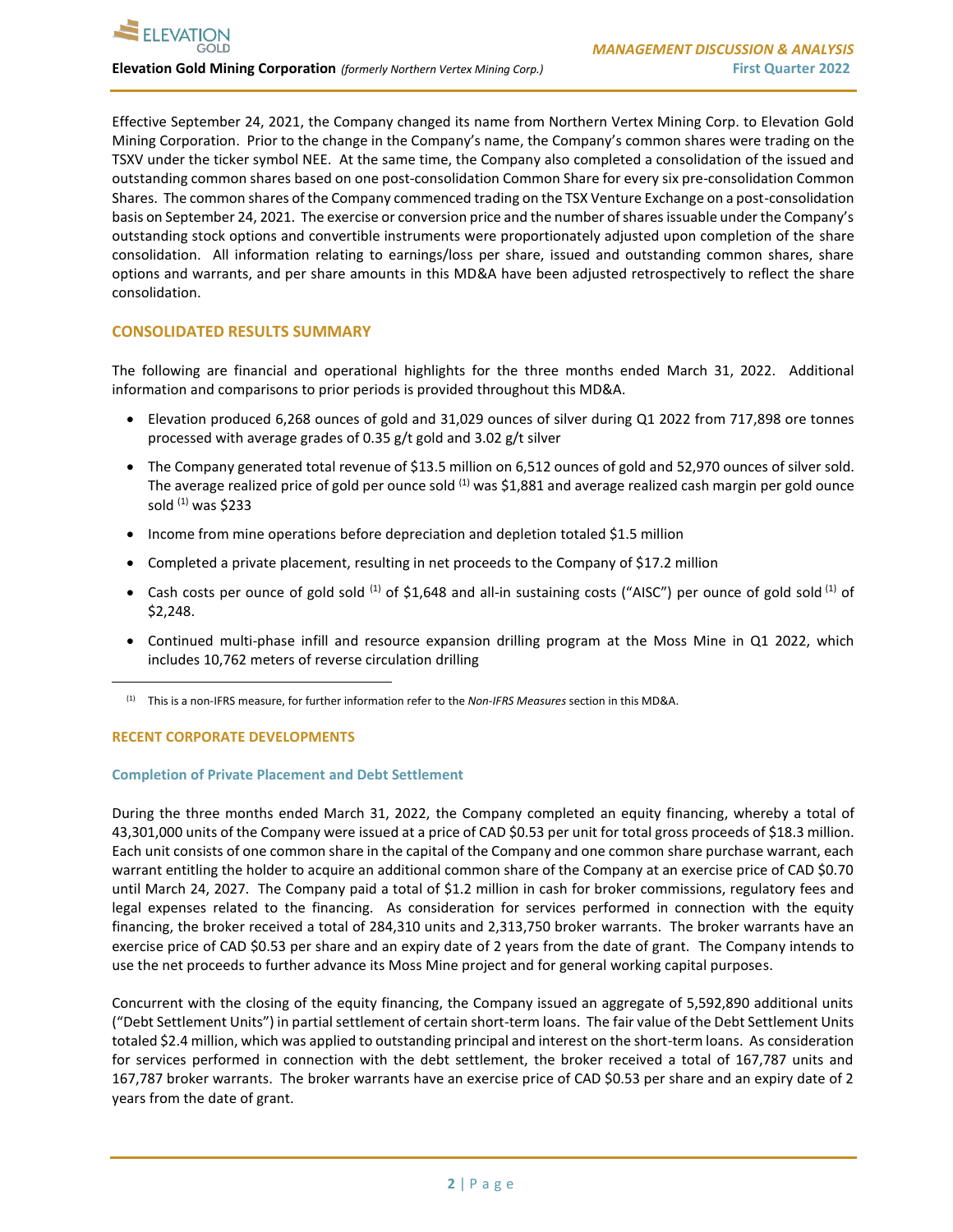Effective September 24, 2021, the Company changed its name from Northern Vertex Mining Corp. to Elevation Gold Mining Corporation. Prior to the change in the Company's name, the Company's common shares were trading on the TSXV under the ticker symbol NEE. At the same time, the Company also completed a consolidation of the issued and outstanding common shares based on one post-consolidation Common Share for every six pre-consolidation Common Shares. The common shares of the Company commenced trading on the TSX Venture Exchange on a post-consolidation basis on September 24, 2021. The exercise or conversion price and the number of shares issuable under the Company's outstanding stock options and convertible instruments were proportionately adjusted upon completion of the share consolidation. All information relating to earnings/loss per share, issued and outstanding common shares, share options and warrants, and per share amounts in this MD&A have been adjusted retrospectively to reflect the share consolidation.

## CONSOLIDATED RESULTS SUMMARY

The following are financial and operational highlights for the three months ended March 31, 2022. Additional information and comparisons to prior periods is provided throughout this MD&A.

- Elevation produced 6,268 ounces of gold and 31,029 ounces of silver during Q1 2022 from 717,898 ore tonnes processed with average grades of 0.35 g/t gold and 3.02 g/t silver
- The Company generated total revenue of $13.5 million on 6,512 ounces of gold and 52,970 ounces of silver sold. The average realized price of gold per ounce sold [(1)] was $1,881 and average realized cash margin per gold ounce sold [(1)] was $233
- Income from mine operations before depreciation and depletion totaled $1.5 million
- Completed a private placement, resulting in net proceeds to the Company of $17.2 million
- Cash costs per ounce of gold sold [(1)] of $1,648 and all-in sustaining costs ("AISC") per ounce of gold sold [(1)] of $2,248.
- Continued multi-phase infill and resource expansion drilling program at the Moss Mine in Q1 2022, which includes 10,762 meters of reverse circulation drilling

[(1)] This is a non-IFRS measure, for further information refer to the *Non-IFRS Measures* section in this MD&A.

## RECENT CORPORATE DEVELOPMENTS

### Completion of Private Placement and Debt Settlement

During the three months ended March 31, 2022, the Company completed an equity financing, whereby a total of 43,301,000 units of the Company were issued at a price of CAD $0.53 per unit for total gross proceeds of $18.3 million. Each unit consists of one common share in the capital of the Company and one common share purchase warrant, each warrant entitling the holder to acquire an additional common share of the Company at an exercise price of CAD $0.70 until March 24, 2027. The Company paid a total of $1.2 million in cash for broker commissions, regulatory fees and legal expenses related to the financing. As consideration for services performed in connection with the equity financing, the broker received a total of 284,310 units and 2,313,750 broker warrants. The broker warrants have an exercise price of CAD $0.53 per share and an expiry date of 2 years from the date of grant. The Company intends to use the net proceeds to further advance its Moss Mine project and for general working capital purposes.

Concurrent with the closing of the equity financing, the Company issued an aggregate of 5,592,890 additional units ("Debt Settlement Units") in partial settlement of certain short-term loans. The fair value of the Debt Settlement Units totaled $2.4 million, which was applied to outstanding principal and interest on the short-term loans. As consideration for services performed in connection with the debt settlement, the broker received a total of 167,787 units and 167,787 broker warrants. The broker warrants have an exercise price of CAD $0.53 per share and an expiry date of 2 years from the date of grant.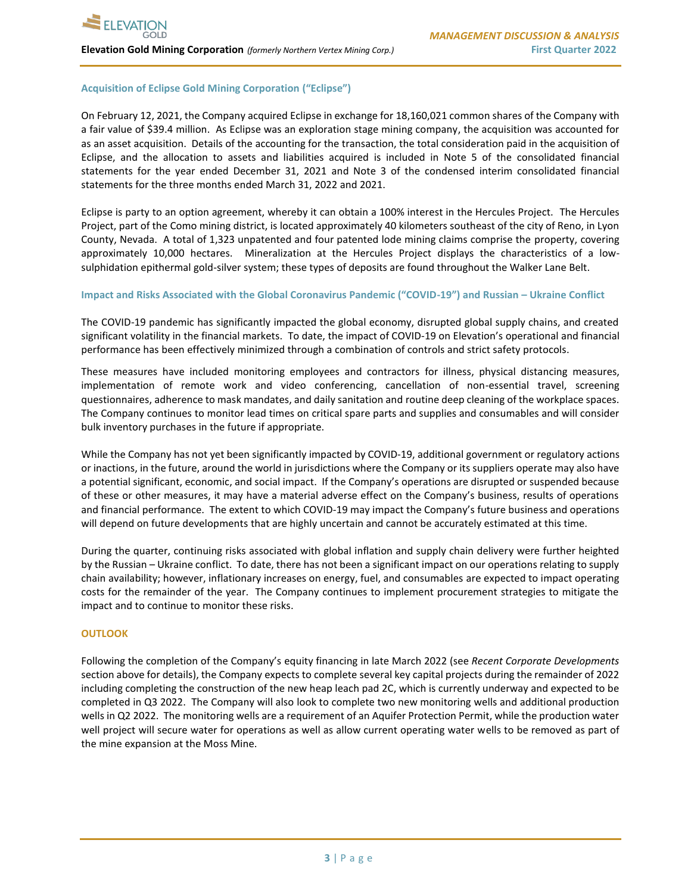### Acquisition of Eclipse Gold Mining Corporation ("Eclipse")

On February 12, 2021, the Company acquired Eclipse in exchange for 18,160,021 common shares of the Company with a fair value of $39.4 million. As Eclipse was an exploration stage mining company, the acquisition was accounted for as an asset acquisition. Details of the accounting for the transaction, the total consideration paid in the acquisition of Eclipse, and the allocation to assets and liabilities acquired is included in Note 5 of the consolidated financial statements for the year ended December 31, 2021 and Note 3 of the condensed interim consolidated financial statements for the three months ended March 31, 2022 and 2021.

Eclipse is party to an option agreement, whereby it can obtain a 100% interest in the Hercules Project. The Hercules Project, part of the Como mining district, is located approximately 40 kilometers southeast of the city of Reno, in Lyon County, Nevada. A total of 1,323 unpatented and four patented lode mining claims comprise the property, covering approximately 10,000 hectares. Mineralization at the Hercules Project displays the characteristics of a low-sulphidation epithermal gold-silver system; these types of deposits are found throughout the Walker Lane Belt.

### Impact and Risks Associated with the Global Coronavirus Pandemic ("COVID-19") and Russian – Ukraine Conflict

The COVID-19 pandemic has significantly impacted the global economy, disrupted global supply chains, and created significant volatility in the financial markets. To date, the impact of COVID-19 on Elevation's operational and financial performance has been effectively minimized through a combination of controls and strict safety protocols.

These measures have included monitoring employees and contractors for illness, physical distancing measures, implementation of remote work and video conferencing, cancellation of non-essential travel, screening questionnaires, adherence to mask mandates, and daily sanitation and routine deep cleaning of the workplace spaces. The Company continues to monitor lead times on critical spare parts and supplies and consumables and will consider bulk inventory purchases in the future if appropriate.

While the Company has not yet been significantly impacted by COVID-19, additional government or regulatory actions or inactions, in the future, around the world in jurisdictions where the Company or its suppliers operate may also have a potential significant, economic, and social impact. If the Company's operations are disrupted or suspended because of these or other measures, it may have a material adverse effect on the Company's business, results of operations and financial performance. The extent to which COVID-19 may impact the Company's future business and operations will depend on future developments that are highly uncertain and cannot be accurately estimated at this time.

During the quarter, continuing risks associated with global inflation and supply chain delivery were further heighted by the Russian – Ukraine conflict. To date, there has not been a significant impact on our operations relating to supply chain availability; however, inflationary increases on energy, fuel, and consumables are expected to impact operating costs for the remainder of the year. The Company continues to implement procurement strategies to mitigate the impact and to continue to monitor these risks.

## OUTLOOK

Following the completion of the Company's equity financing in late March 2022 (see *Recent Corporate Developments* section above for details), the Company expects to complete several key capital projects during the remainder of 2022 including completing the construction of the new heap leach pad 2C, which is currently underway and expected to be completed in Q3 2022. The Company will also look to complete two new monitoring wells and additional production wells in Q2 2022. The monitoring wells are a requirement of an Aquifer Protection Permit, while the production water well project will secure water for operations as well as allow current operating water wells to be removed as part of the mine expansion at the Moss Mine.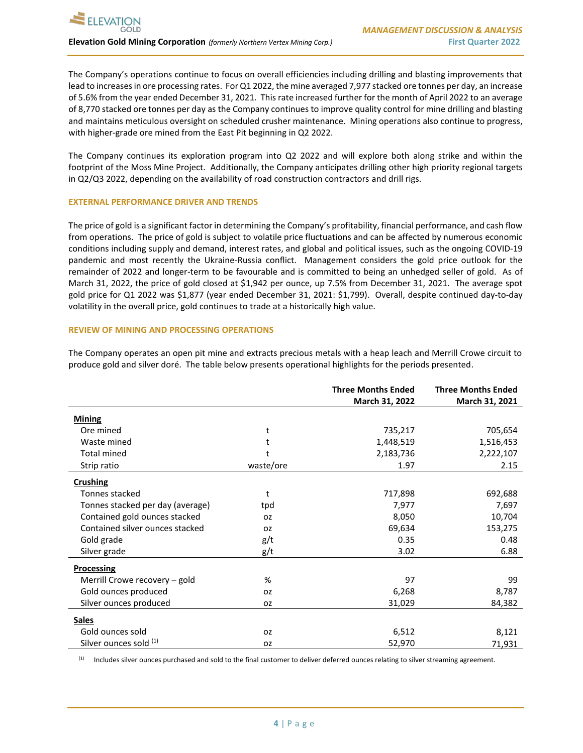The Company's operations continue to focus on overall efficiencies including drilling and blasting improvements that lead to increases in ore processing rates. For Q1 2022, the mine averaged 7,977 stacked ore tonnes per day, an increase of 5.6% from the year ended December 31, 2021. This rate increased further for the month of April 2022 to an average of 8,770 stacked ore tonnes per day as the Company continues to improve quality control for mine drilling and blasting and maintains meticulous oversight on scheduled crusher maintenance. Mining operations also continue to progress, with higher-grade ore mined from the East Pit beginning in Q2 2022.

The Company continues its exploration program into Q2 2022 and will explore both along strike and within the footprint of the Moss Mine Project. Additionally, the Company anticipates drilling other high priority regional targets in Q2/Q3 2022, depending on the availability of road construction contractors and drill rigs.

## EXTERNAL PERFORMANCE DRIVER AND TRENDS

The price of gold is a significant factor in determining the Company's profitability, financial performance, and cash flow from operations. The price of gold is subject to volatile price fluctuations and can be affected by numerous economic conditions including supply and demand, interest rates, and global and political issues, such as the ongoing COVID-19 pandemic and most recently the Ukraine-Russia conflict. Management considers the gold price outlook for the remainder of 2022 and longer-term to be favourable and is committed to being an unhedged seller of gold. As of March 31, 2022, the price of gold closed at $1,942 per ounce, up 7.5% from December 31, 2021. The average spot gold price for Q1 2022 was $1,877 (year ended December 31, 2021: $1,799). Overall, despite continued day-to-day volatility in the overall price, gold continues to trade at a historically high value.

## REVIEW OF MINING AND PROCESSING OPERATIONS

The Company operates an open pit mine and extracts precious metals with a heap leach and Merrill Crowe circuit to produce gold and silver doré. The table below presents operational highlights for the periods presented.

| | | Three Months Ended March 31, 2022 | Three Months Ended March 31, 2021 |
|---|---|---|---|
| **Mining** | | | |
| Ore mined | t | 735,217 | 705,654 |
| Waste mined | t | 1,448,519 | 1,516,453 |
| Total mined | t | 2,183,736 | 2,222,107 |
| Strip ratio | waste/ore | 1.97 | 2.15 |
| **Crushing** | | | |
| Tonnes stacked | t | 717,898 | 692,688 |
| Tonnes stacked per day (average) | tpd | 7,977 | 7,697 |
| Contained gold ounces stacked | oz | 8,050 | 10,704 |
| Contained silver ounces stacked | oz | 69,634 | 153,275 |
| Gold grade | g/t | 0.35 | 0.48 |
| Silver grade | g/t | 3.02 | 6.88 |
| **Processing** | | | |
| Merrill Crowe recovery – gold | % | 97 | 99 |
| Gold ounces produced | oz | 6,268 | 8,787 |
| Silver ounces produced | oz | 31,029 | 84,382 |
| **Sales** | | | |
| Gold ounces sold | oz | 6,512 | 8,121 |
| Silver ounces sold [(1)] | oz | 52,970 | 71,931 |

[(1)] Includes silver ounces purchased and sold to the final customer to deliver deferred ounces relating to silver streaming agreement.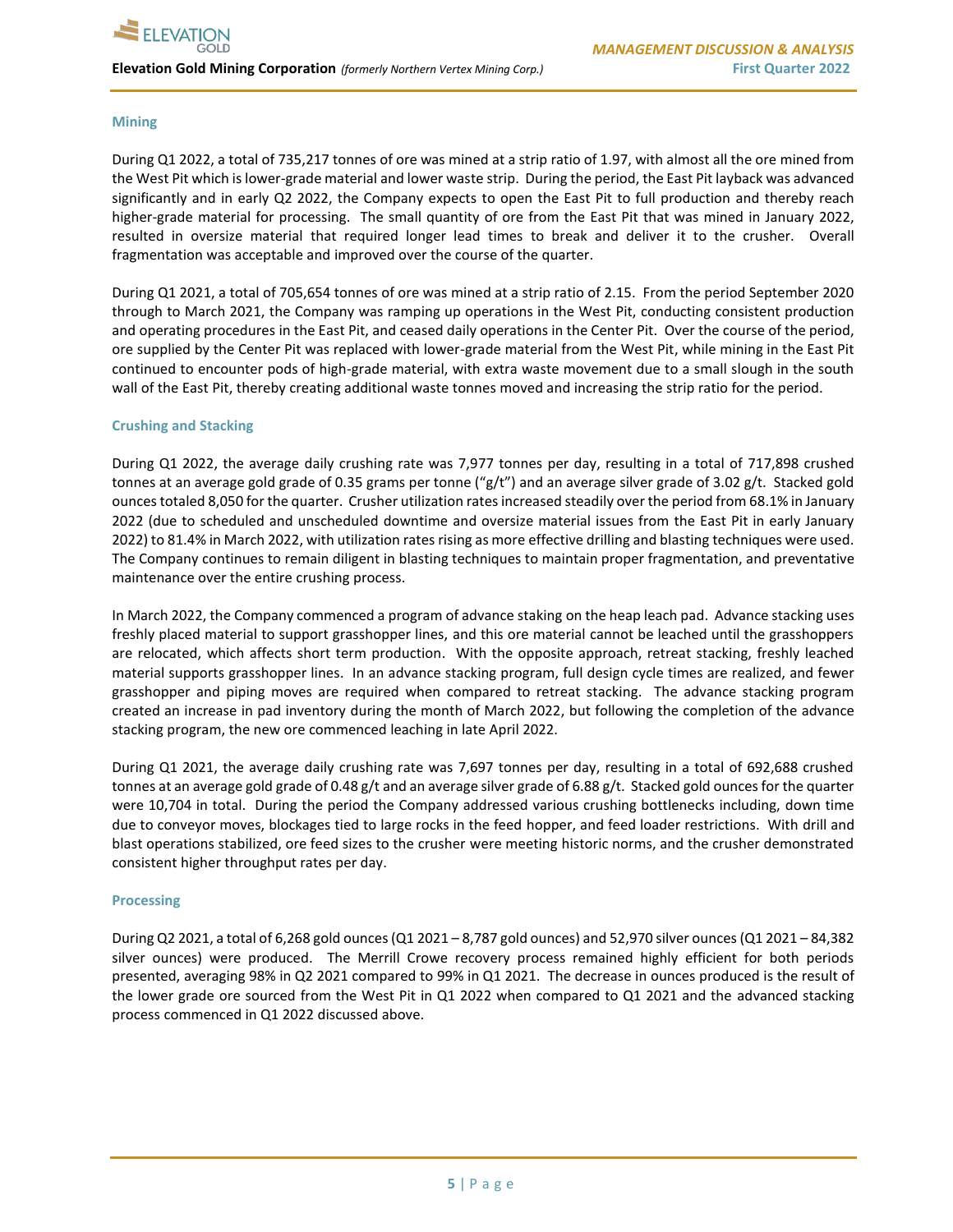### Mining

During Q1 2022, a total of 735,217 tonnes of ore was mined at a strip ratio of 1.97, with almost all the ore mined from the West Pit which is lower-grade material and lower waste strip. During the period, the East Pit layback was advanced significantly and in early Q2 2022, the Company expects to open the East Pit to full production and thereby reach higher-grade material for processing. The small quantity of ore from the East Pit that was mined in January 2022, resulted in oversize material that required longer lead times to break and deliver it to the crusher. Overall fragmentation was acceptable and improved over the course of the quarter.

During Q1 2021, a total of 705,654 tonnes of ore was mined at a strip ratio of 2.15. From the period September 2020 through to March 2021, the Company was ramping up operations in the West Pit, conducting consistent production and operating procedures in the East Pit, and ceased daily operations in the Center Pit. Over the course of the period, ore supplied by the Center Pit was replaced with lower-grade material from the West Pit, while mining in the East Pit continued to encounter pods of high-grade material, with extra waste movement due to a small slough in the south wall of the East Pit, thereby creating additional waste tonnes moved and increasing the strip ratio for the period.

### Crushing and Stacking

During Q1 2022, the average daily crushing rate was 7,977 tonnes per day, resulting in a total of 717,898 crushed tonnes at an average gold grade of 0.35 grams per tonne ("g/t") and an average silver grade of 3.02 g/t. Stacked gold ounces totaled 8,050 for the quarter. Crusher utilization rates increased steadily over the period from 68.1% in January 2022 (due to scheduled and unscheduled downtime and oversize material issues from the East Pit in early January 2022) to 81.4% in March 2022, with utilization rates rising as more effective drilling and blasting techniques were used. The Company continues to remain diligent in blasting techniques to maintain proper fragmentation, and preventative maintenance over the entire crushing process.

In March 2022, the Company commenced a program of advance staking on the heap leach pad. Advance stacking uses freshly placed material to support grasshopper lines, and this ore material cannot be leached until the grasshoppers are relocated, which affects short term production. With the opposite approach, retreat stacking, freshly leached material supports grasshopper lines. In an advance stacking program, full design cycle times are realized, and fewer grasshopper and piping moves are required when compared to retreat stacking. The advance stacking program created an increase in pad inventory during the month of March 2022, but following the completion of the advance stacking program, the new ore commenced leaching in late April 2022.

During Q1 2021, the average daily crushing rate was 7,697 tonnes per day, resulting in a total of 692,688 crushed tonnes at an average gold grade of 0.48 g/t and an average silver grade of 6.88 g/t. Stacked gold ounces for the quarter were 10,704 in total. During the period the Company addressed various crushing bottlenecks including, down time due to conveyor moves, blockages tied to large rocks in the feed hopper, and feed loader restrictions. With drill and blast operations stabilized, ore feed sizes to the crusher were meeting historic norms, and the crusher demonstrated consistent higher throughput rates per day.

### Processing

During Q2 2021, a total of 6,268 gold ounces (Q1 2021 – 8,787 gold ounces) and 52,970 silver ounces (Q1 2021 – 84,382 silver ounces) were produced. The Merrill Crowe recovery process remained highly efficient for both periods presented, averaging 98% in Q2 2021 compared to 99% in Q1 2021. The decrease in ounces produced is the result of the lower grade ore sourced from the West Pit in Q1 2022 when compared to Q1 2021 and the advanced stacking process commenced in Q1 2022 discussed above.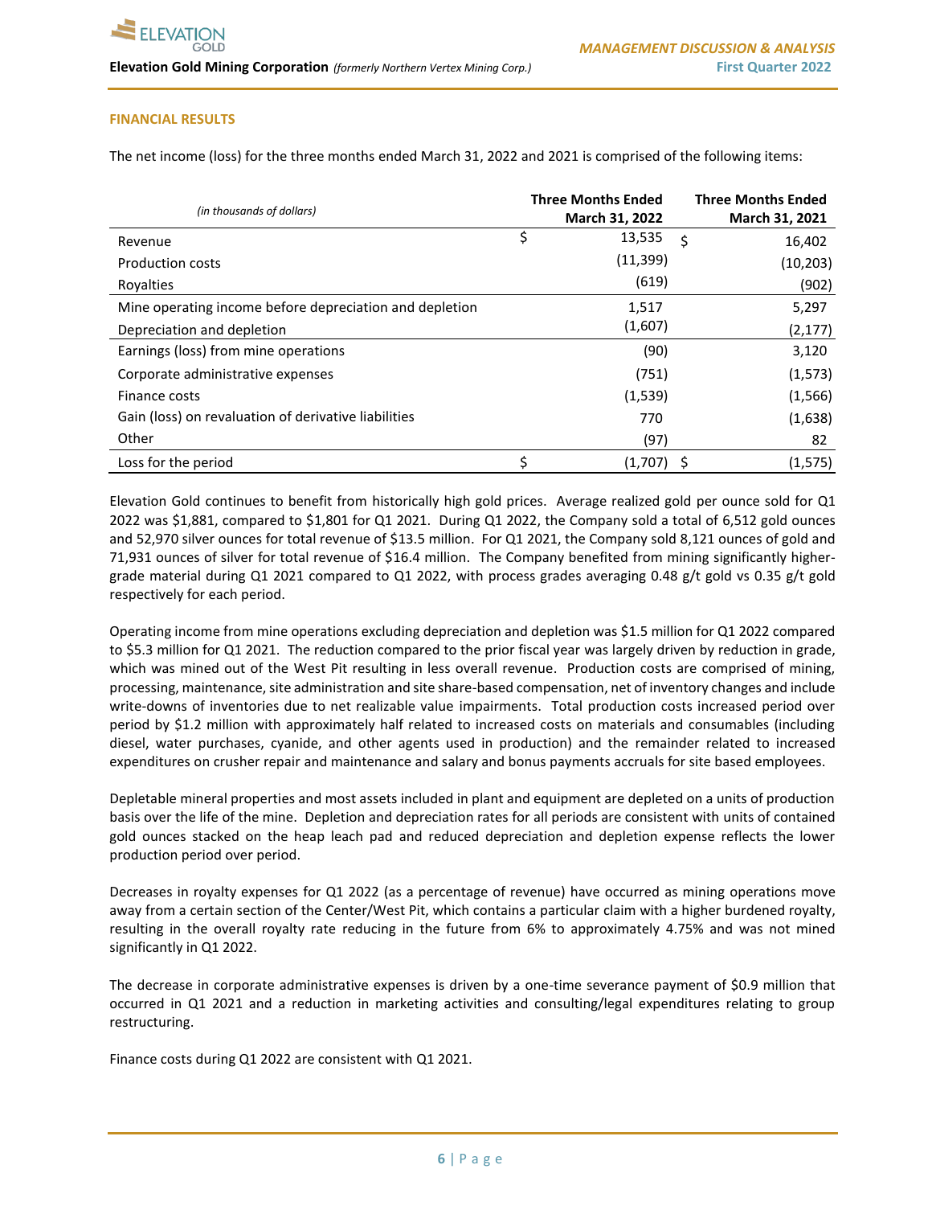## FINANCIAL RESULTS

The net income (loss) for the three months ended March 31, 2022 and 2021 is comprised of the following items:

| *(in thousands of dollars)* | Three Months Ended March 31, 2022 | Three Months Ended March 31, 2021 |
|---|---|---|
| Revenue | $ 13,535 | $ 16,402 |
| Production costs | (11,399) | (10,203) |
| Royalties | (619) | (902) |
| Mine operating income before depreciation and depletion | 1,517 | 5,297 |
| Depreciation and depletion | (1,607) | (2,177) |
| Earnings (loss) from mine operations | (90) | 3,120 |
| Corporate administrative expenses | (751) | (1,573) |
| Finance costs | (1,539) | (1,566) |
| Gain (loss) on revaluation of derivative liabilities | 770 | (1,638) |
| Other | (97) | 82 |
| Loss for the period | $ (1,707) | $ (1,575) |

Elevation Gold continues to benefit from historically high gold prices. Average realized gold per ounce sold for Q1 2022 was $1,881, compared to $1,801 for Q1 2021. During Q1 2022, the Company sold a total of 6,512 gold ounces and 52,970 silver ounces for total revenue of $13.5 million. For Q1 2021, the Company sold 8,121 ounces of gold and 71,931 ounces of silver for total revenue of $16.4 million. The Company benefited from mining significantly higher-grade material during Q1 2021 compared to Q1 2022, with process grades averaging 0.48 g/t gold vs 0.35 g/t gold respectively for each period.

Operating income from mine operations excluding depreciation and depletion was $1.5 million for Q1 2022 compared to $5.3 million for Q1 2021. The reduction compared to the prior fiscal year was largely driven by reduction in grade, which was mined out of the West Pit resulting in less overall revenue. Production costs are comprised of mining, processing, maintenance, site administration and site share-based compensation, net of inventory changes and include write-downs of inventories due to net realizable value impairments. Total production costs increased period over period by $1.2 million with approximately half related to increased costs on materials and consumables (including diesel, water purchases, cyanide, and other agents used in production) and the remainder related to increased expenditures on crusher repair and maintenance and salary and bonus payments accruals for site based employees.

Depletable mineral properties and most assets included in plant and equipment are depleted on a units of production basis over the life of the mine. Depletion and depreciation rates for all periods are consistent with units of contained gold ounces stacked on the heap leach pad and reduced depreciation and depletion expense reflects the lower production period over period.

Decreases in royalty expenses for Q1 2022 (as a percentage of revenue) have occurred as mining operations move away from a certain section of the Center/West Pit, which contains a particular claim with a higher burdened royalty, resulting in the overall royalty rate reducing in the future from 6% to approximately 4.75% and was not mined significantly in Q1 2022.

The decrease in corporate administrative expenses is driven by a one-time severance payment of $0.9 million that occurred in Q1 2021 and a reduction in marketing activities and consulting/legal expenditures relating to group restructuring.

Finance costs during Q1 2022 are consistent with Q1 2021.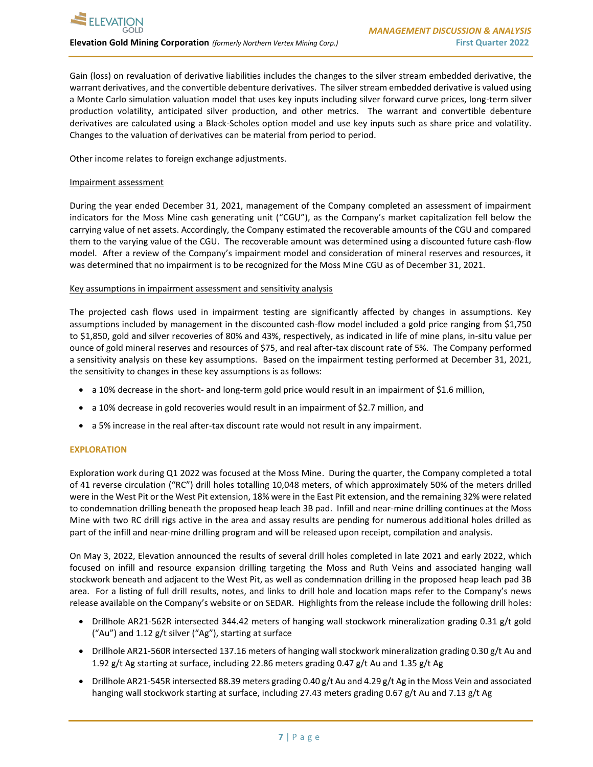Gain (loss) on revaluation of derivative liabilities includes the changes to the silver stream embedded derivative, the warrant derivatives, and the convertible debenture derivatives. The silver stream embedded derivative is valued using a Monte Carlo simulation valuation model that uses key inputs including silver forward curve prices, long-term silver production volatility, anticipated silver production, and other metrics. The warrant and convertible debenture derivatives are calculated using a Black-Scholes option model and use key inputs such as share price and volatility. Changes to the valuation of derivatives can be material from period to period.

Other income relates to foreign exchange adjustments.

Impairment assessment

During the year ended December 31, 2021, management of the Company completed an assessment of impairment indicators for the Moss Mine cash generating unit ("CGU"), as the Company's market capitalization fell below the carrying value of net assets. Accordingly, the Company estimated the recoverable amounts of the CGU and compared them to the varying value of the CGU. The recoverable amount was determined using a discounted future cash-flow model. After a review of the Company's impairment model and consideration of mineral reserves and resources, it was determined that no impairment is to be recognized for the Moss Mine CGU as of December 31, 2021.

Key assumptions in impairment assessment and sensitivity analysis

The projected cash flows used in impairment testing are significantly affected by changes in assumptions. Key assumptions included by management in the discounted cash-flow model included a gold price ranging from $1,750 to $1,850, gold and silver recoveries of 80% and 43%, respectively, as indicated in life of mine plans, in-situ value per ounce of gold mineral reserves and resources of $75, and real after-tax discount rate of 5%. The Company performed a sensitivity analysis on these key assumptions. Based on the impairment testing performed at December 31, 2021, the sensitivity to changes in these key assumptions is as follows:

- a 10% decrease in the short- and long-term gold price would result in an impairment of $1.6 million,
- a 10% decrease in gold recoveries would result in an impairment of $2.7 million, and
- a 5% increase in the real after-tax discount rate would not result in any impairment.

## EXPLORATION

Exploration work during Q1 2022 was focused at the Moss Mine. During the quarter, the Company completed a total of 41 reverse circulation ("RC") drill holes totalling 10,048 meters, of which approximately 50% of the meters drilled were in the West Pit or the West Pit extension, 18% were in the East Pit extension, and the remaining 32% were related to condemnation drilling beneath the proposed heap leach 3B pad. Infill and near-mine drilling continues at the Moss Mine with two RC drill rigs active in the area and assay results are pending for numerous additional holes drilled as part of the infill and near-mine drilling program and will be released upon receipt, compilation and analysis.

On May 3, 2022, Elevation announced the results of several drill holes completed in late 2021 and early 2022, which focused on infill and resource expansion drilling targeting the Moss and Ruth Veins and associated hanging wall stockwork beneath and adjacent to the West Pit, as well as condemnation drilling in the proposed heap leach pad 3B area. For a listing of full drill results, notes, and links to drill hole and location maps refer to the Company's news release available on the Company's website or on SEDAR. Highlights from the release include the following drill holes:

- Drillhole AR21-562R intersected 344.42 meters of hanging wall stockwork mineralization grading 0.31 g/t gold ("Au") and 1.12 g/t silver ("Ag"), starting at surface
- Drillhole AR21-560R intersected 137.16 meters of hanging wall stockwork mineralization grading 0.30 g/t Au and 1.92 g/t Ag starting at surface, including 22.86 meters grading 0.47 g/t Au and 1.35 g/t Ag
- Drillhole AR21-545R intersected 88.39 meters grading 0.40 g/t Au and 4.29 g/t Ag in the Moss Vein and associated hanging wall stockwork starting at surface, including 27.43 meters grading 0.67 g/t Au and 7.13 g/t Ag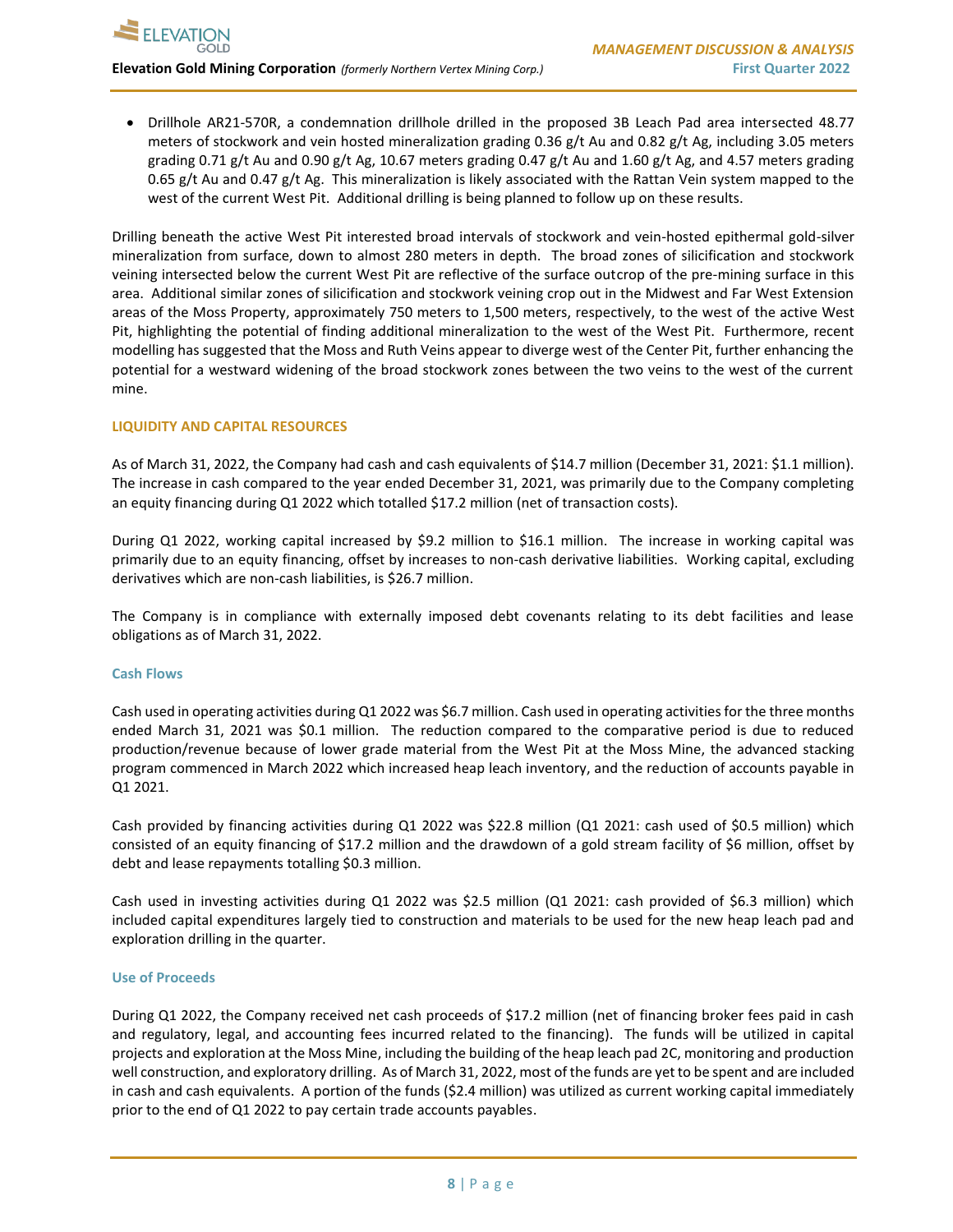- Drillhole AR21-570R, a condemnation drillhole drilled in the proposed 3B Leach Pad area intersected 48.77 meters of stockwork and vein hosted mineralization grading 0.36 g/t Au and 0.82 g/t Ag, including 3.05 meters grading 0.71 g/t Au and 0.90 g/t Ag, 10.67 meters grading 0.47 g/t Au and 1.60 g/t Ag, and 4.57 meters grading 0.65 g/t Au and 0.47 g/t Ag. This mineralization is likely associated with the Rattan Vein system mapped to the west of the current West Pit. Additional drilling is being planned to follow up on these results.

Drilling beneath the active West Pit interested broad intervals of stockwork and vein-hosted epithermal gold-silver mineralization from surface, down to almost 280 meters in depth. The broad zones of silicification and stockwork veining intersected below the current West Pit are reflective of the surface outcrop of the pre-mining surface in this area. Additional similar zones of silicification and stockwork veining crop out in the Midwest and Far West Extension areas of the Moss Property, approximately 750 meters to 1,500 meters, respectively, to the west of the active West Pit, highlighting the potential of finding additional mineralization to the west of the West Pit. Furthermore, recent modelling has suggested that the Moss and Ruth Veins appear to diverge west of the Center Pit, further enhancing the potential for a westward widening of the broad stockwork zones between the two veins to the west of the current mine.

## LIQUIDITY AND CAPITAL RESOURCES

As of March 31, 2022, the Company had cash and cash equivalents of $14.7 million (December 31, 2021: $1.1 million). The increase in cash compared to the year ended December 31, 2021, was primarily due to the Company completing an equity financing during Q1 2022 which totalled $17.2 million (net of transaction costs).

During Q1 2022, working capital increased by $9.2 million to $16.1 million. The increase in working capital was primarily due to an equity financing, offset by increases to non-cash derivative liabilities. Working capital, excluding derivatives which are non-cash liabilities, is $26.7 million.

The Company is in compliance with externally imposed debt covenants relating to its debt facilities and lease obligations as of March 31, 2022.

### Cash Flows

Cash used in operating activities during Q1 2022 was $6.7 million. Cash used in operating activities for the three months ended March 31, 2021 was $0.1 million. The reduction compared to the comparative period is due to reduced production/revenue because of lower grade material from the West Pit at the Moss Mine, the advanced stacking program commenced in March 2022 which increased heap leach inventory, and the reduction of accounts payable in Q1 2021.

Cash provided by financing activities during Q1 2022 was $22.8 million (Q1 2021: cash used of $0.5 million) which consisted of an equity financing of $17.2 million and the drawdown of a gold stream facility of $6 million, offset by debt and lease repayments totalling $0.3 million.

Cash used in investing activities during Q1 2022 was $2.5 million (Q1 2021: cash provided of $6.3 million) which included capital expenditures largely tied to construction and materials to be used for the new heap leach pad and exploration drilling in the quarter.

### Use of Proceeds

During Q1 2022, the Company received net cash proceeds of $17.2 million (net of financing broker fees paid in cash and regulatory, legal, and accounting fees incurred related to the financing). The funds will be utilized in capital projects and exploration at the Moss Mine, including the building of the heap leach pad 2C, monitoring and production well construction, and exploratory drilling. As of March 31, 2022, most of the funds are yet to be spent and are included in cash and cash equivalents. A portion of the funds ($2.4 million) was utilized as current working capital immediately prior to the end of Q1 2022 to pay certain trade accounts payables.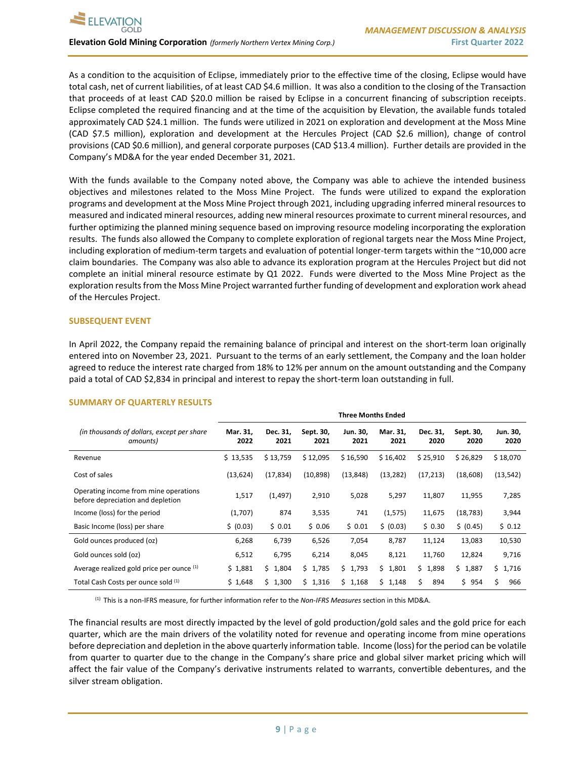As a condition to the acquisition of Eclipse, immediately prior to the effective time of the closing, Eclipse would have total cash, net of current liabilities, of at least CAD $4.6 million. It was also a condition to the closing of the Transaction that proceeds of at least CAD $20.0 million be raised by Eclipse in a concurrent financing of subscription receipts. Eclipse completed the required financing and at the time of the acquisition by Elevation, the available funds totaled approximately CAD $24.1 million. The funds were utilized in 2021 on exploration and development at the Moss Mine (CAD $7.5 million), exploration and development at the Hercules Project (CAD $2.6 million), change of control provisions (CAD $0.6 million), and general corporate purposes (CAD $13.4 million). Further details are provided in the Company's MD&A for the year ended December 31, 2021.

With the funds available to the Company noted above, the Company was able to achieve the intended business objectives and milestones related to the Moss Mine Project. The funds were utilized to expand the exploration programs and development at the Moss Mine Project through 2021, including upgrading inferred mineral resources to measured and indicated mineral resources, adding new mineral resources proximate to current mineral resources, and further optimizing the planned mining sequence based on improving resource modeling incorporating the exploration results. The funds also allowed the Company to complete exploration of regional targets near the Moss Mine Project, including exploration of medium-term targets and evaluation of potential longer-term targets within the ~10,000 acre claim boundaries. The Company was also able to advance its exploration program at the Hercules Project but did not complete an initial mineral resource estimate by Q1 2022. Funds were diverted to the Moss Mine Project as the exploration results from the Moss Mine Project warranted further funding of development and exploration work ahead of the Hercules Project.

## SUBSEQUENT EVENT

In April 2022, the Company repaid the remaining balance of principal and interest on the short-term loan originally entered into on November 23, 2021. Pursuant to the terms of an early settlement, the Company and the loan holder agreed to reduce the interest rate charged from 18% to 12% per annum on the amount outstanding and the Company paid a total of CAD $2,834 in principal and interest to repay the short-term loan outstanding in full.

## SUMMARY OF QUARTERLY RESULTS

| | Three Months Ended | | | | | | | |
|---|---|---|---|---|---|---|---|---|
| *(in thousands of dollars, except per share amounts)* | **Mar. 31, 2022** | **Dec. 31, 2021** | **Sept. 30, 2021** | **Jun. 30, 2021** | **Mar. 31, 2021** | **Dec. 31, 2020** | **Sept. 30, 2020** | **Jun. 30, 2020** |
| Revenue | $ 13,535 | $ 13,759 | $ 12,095 | $ 16,590 | $ 16,402 | $ 25,910 | $ 26,829 | $ 18,070 |
| Cost of sales | (13,624) | (17,834) | (10,898) | (13,848) | (13,282) | (17,213) | (18,608) | (13,542) |
| Operating income from mine operations before depreciation and depletion | 1,517 | (1,497) | 2,910 | 5,028 | 5,297 | 11,807 | 11,955 | 7,285 |
| Income (loss) for the period | (1,707) | 874 | 3,535 | 741 | (1,575) | 11,675 | (18,783) | 3,944 |
| Basic Income (loss) per share | $ (0.03) | $ 0.01 | $ 0.06 | $ 0.01 | $ (0.03) | $ 0.30 | $ (0.45) | $ 0.12 |
| Gold ounces produced (oz) | 6,268 | 6,739 | 6,526 | 7,054 | 8,787 | 11,124 | 13,083 | 10,530 |
| Gold ounces sold (oz) | 6,512 | 6,795 | 6,214 | 8,045 | 8,121 | 11,760 | 12,824 | 9,716 |
| Average realized gold price per ounce [1] | $ 1,881 | $ 1,804 | $ 1,785 | $ 1,793 | $ 1,801 | $ 1,898 | $ 1,887 | $ 1,716 |
| Total Cash Costs per ounce sold [1] | $ 1,648 | $ 1,300 | $ 1,316 | $ 1,168 | $ 1,148 | $ 894 | $ 954 | $ 966 |

[1] This is a non-IFRS measure, for further information refer to the *Non-IFRS Measures* section in this MD&A.

The financial results are most directly impacted by the level of gold production/gold sales and the gold price for each quarter, which are the main drivers of the volatility noted for revenue and operating income from mine operations before depreciation and depletion in the above quarterly information table. Income (loss) for the period can be volatile from quarter to quarter due to the change in the Company's share price and global silver market pricing which will affect the fair value of the Company's derivative instruments related to warrants, convertible debentures, and the silver stream obligation.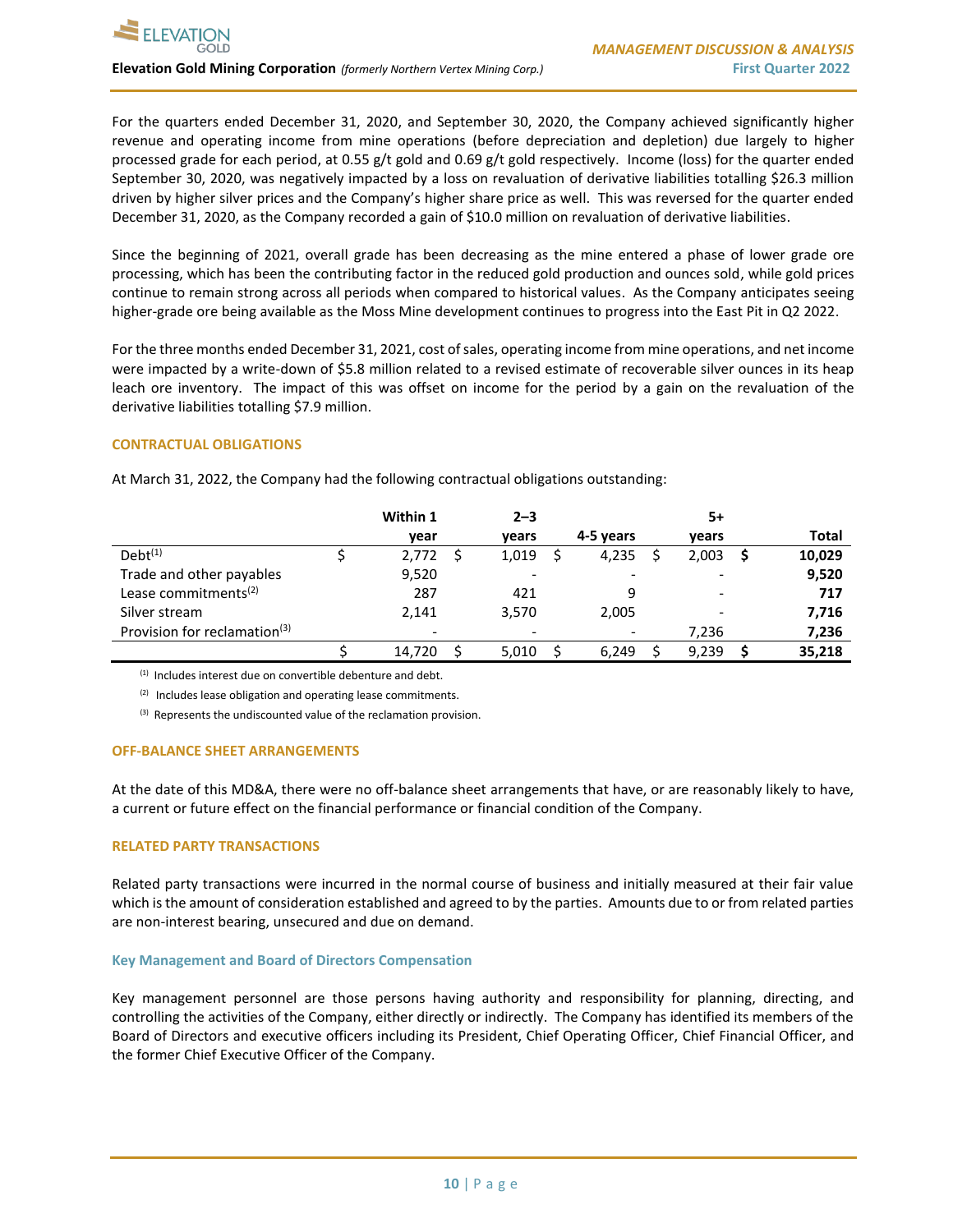For the quarters ended December 31, 2020, and September 30, 2020, the Company achieved significantly higher revenue and operating income from mine operations (before depreciation and depletion) due largely to higher processed grade for each period, at 0.55 g/t gold and 0.69 g/t gold respectively. Income (loss) for the quarter ended September 30, 2020, was negatively impacted by a loss on revaluation of derivative liabilities totalling $26.3 million driven by higher silver prices and the Company's higher share price as well. This was reversed for the quarter ended December 31, 2020, as the Company recorded a gain of $10.0 million on revaluation of derivative liabilities.

Since the beginning of 2021, overall grade has been decreasing as the mine entered a phase of lower grade ore processing, which has been the contributing factor in the reduced gold production and ounces sold, while gold prices continue to remain strong across all periods when compared to historical values. As the Company anticipates seeing higher-grade ore being available as the Moss Mine development continues to progress into the East Pit in Q2 2022.

For the three months ended December 31, 2021, cost of sales, operating income from mine operations, and net income were impacted by a write-down of $5.8 million related to a revised estimate of recoverable silver ounces in its heap leach ore inventory. The impact of this was offset on income for the period by a gain on the revaluation of the derivative liabilities totalling $7.9 million.

## CONTRACTUAL OBLIGATIONS

At March 31, 2022, the Company had the following contractual obligations outstanding:

| | Within 1 year | 2–3 years | 4-5 years | 5+ years | Total |
|---|---|---|---|---|---|
| Debt[1] | $ 2,772 | $ 1,019 | $ 4,235 | $ 2,003 | **$ 10,029** |
| Trade and other payables | 9,520 | - | - | - | **9,520** |
| Lease commitments[2] | 287 | 421 | 9 | - | **717** |
| Silver stream | 2,141 | 3,570 | 2,005 | - | **7,716** |
| Provision for reclamation[3] | - | - | - | 7,236 | **7,236** |
| | $ 14,720 | $ 5,010 | $ 6,249 | $ 9,239 | **$ 35,218** |

[1] Includes interest due on convertible debenture and debt.

[2] Includes lease obligation and operating lease commitments.

[3] Represents the undiscounted value of the reclamation provision.

## OFF-BALANCE SHEET ARRANGEMENTS

At the date of this MD&A, there were no off-balance sheet arrangements that have, or are reasonably likely to have, a current or future effect on the financial performance or financial condition of the Company.

## RELATED PARTY TRANSACTIONS

Related party transactions were incurred in the normal course of business and initially measured at their fair value which is the amount of consideration established and agreed to by the parties. Amounts due to or from related parties are non-interest bearing, unsecured and due on demand.

### Key Management and Board of Directors Compensation

Key management personnel are those persons having authority and responsibility for planning, directing, and controlling the activities of the Company, either directly or indirectly. The Company has identified its members of the Board of Directors and executive officers including its President, Chief Operating Officer, Chief Financial Officer, and the former Chief Executive Officer of the Company.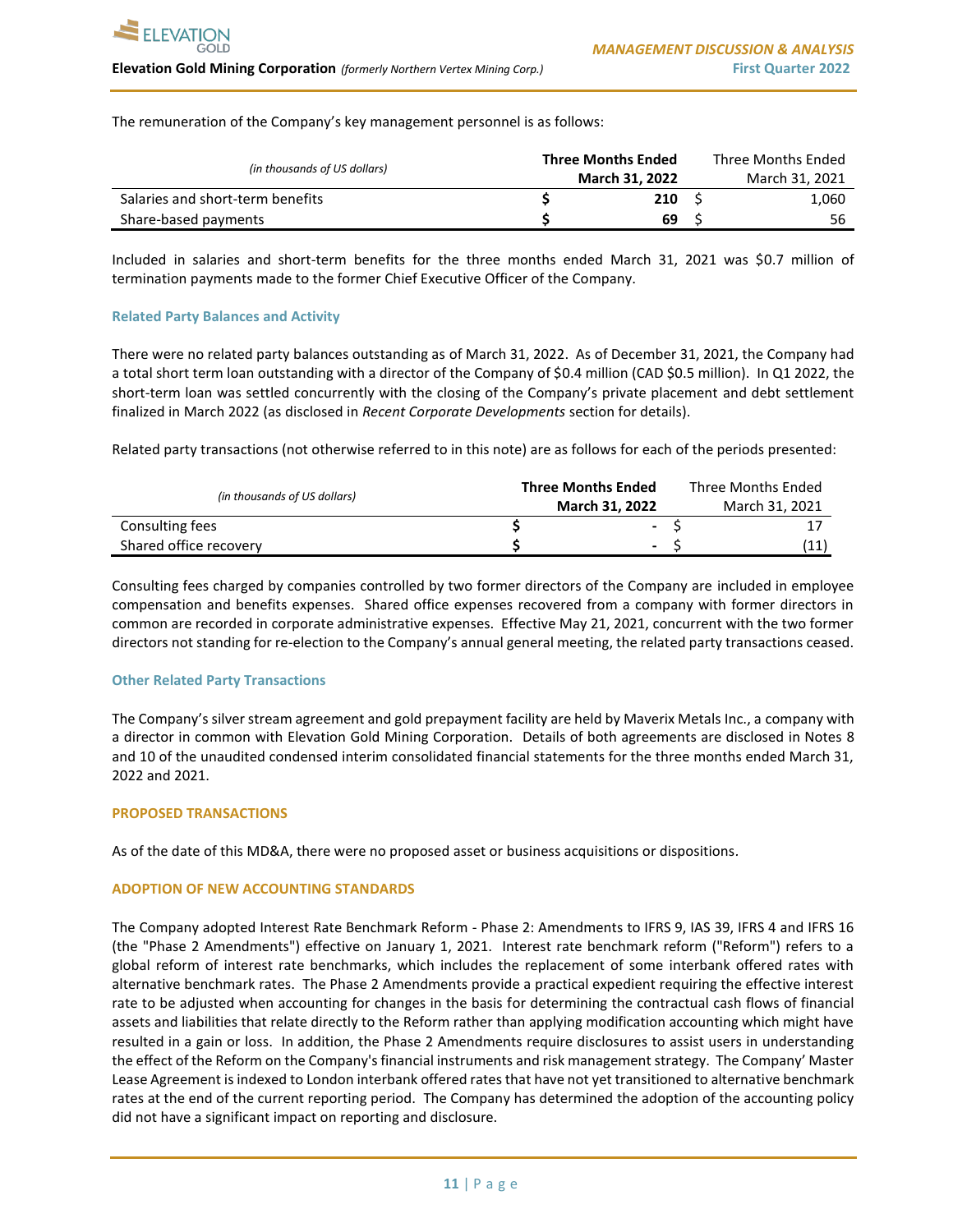The remuneration of the Company's key management personnel is as follows:

| *(in thousands of US dollars)* | **Three Months Ended March 31, 2022** | Three Months Ended March 31, 2021 |
|---|---|---|
| Salaries and short-term benefits | **$ 210** | $ 1,060 |
| Share-based payments | **$ 69** | $ 56 |

Included in salaries and short-term benefits for the three months ended March 31, 2021 was $0.7 million of termination payments made to the former Chief Executive Officer of the Company.

### Related Party Balances and Activity

There were no related party balances outstanding as of March 31, 2022. As of December 31, 2021, the Company had a total short term loan outstanding with a director of the Company of $0.4 million (CAD $0.5 million). In Q1 2022, the short-term loan was settled concurrently with the closing of the Company's private placement and debt settlement finalized in March 2022 (as disclosed in *Recent Corporate Developments* section for details).

Related party transactions (not otherwise referred to in this note) are as follows for each of the periods presented:

| *(in thousands of US dollars)* | **Three Months Ended March 31, 2022** | Three Months Ended March 31, 2021 |
|---|---|---|
| Consulting fees | **$ -** | $ 17 |
| Shared office recovery | **$ -** | $ (11) |

Consulting fees charged by companies controlled by two former directors of the Company are included in employee compensation and benefits expenses. Shared office expenses recovered from a company with former directors in common are recorded in corporate administrative expenses. Effective May 21, 2021, concurrent with the two former directors not standing for re-election to the Company's annual general meeting, the related party transactions ceased.

### Other Related Party Transactions

The Company's silver stream agreement and gold prepayment facility are held by Maverix Metals Inc., a company with a director in common with Elevation Gold Mining Corporation. Details of both agreements are disclosed in Notes 8 and 10 of the unaudited condensed interim consolidated financial statements for the three months ended March 31, 2022 and 2021.

## PROPOSED TRANSACTIONS

As of the date of this MD&A, there were no proposed asset or business acquisitions or dispositions.

## ADOPTION OF NEW ACCOUNTING STANDARDS

The Company adopted Interest Rate Benchmark Reform - Phase 2: Amendments to IFRS 9, IAS 39, IFRS 4 and IFRS 16 (the "Phase 2 Amendments") effective on January 1, 2021. Interest rate benchmark reform ("Reform") refers to a global reform of interest rate benchmarks, which includes the replacement of some interbank offered rates with alternative benchmark rates. The Phase 2 Amendments provide a practical expedient requiring the effective interest rate to be adjusted when accounting for changes in the basis for determining the contractual cash flows of financial assets and liabilities that relate directly to the Reform rather than applying modification accounting which might have resulted in a gain or loss. In addition, the Phase 2 Amendments require disclosures to assist users in understanding the effect of the Reform on the Company's financial instruments and risk management strategy. The Company' Master Lease Agreement is indexed to London interbank offered rates that have not yet transitioned to alternative benchmark rates at the end of the current reporting period. The Company has determined the adoption of the accounting policy did not have a significant impact on reporting and disclosure.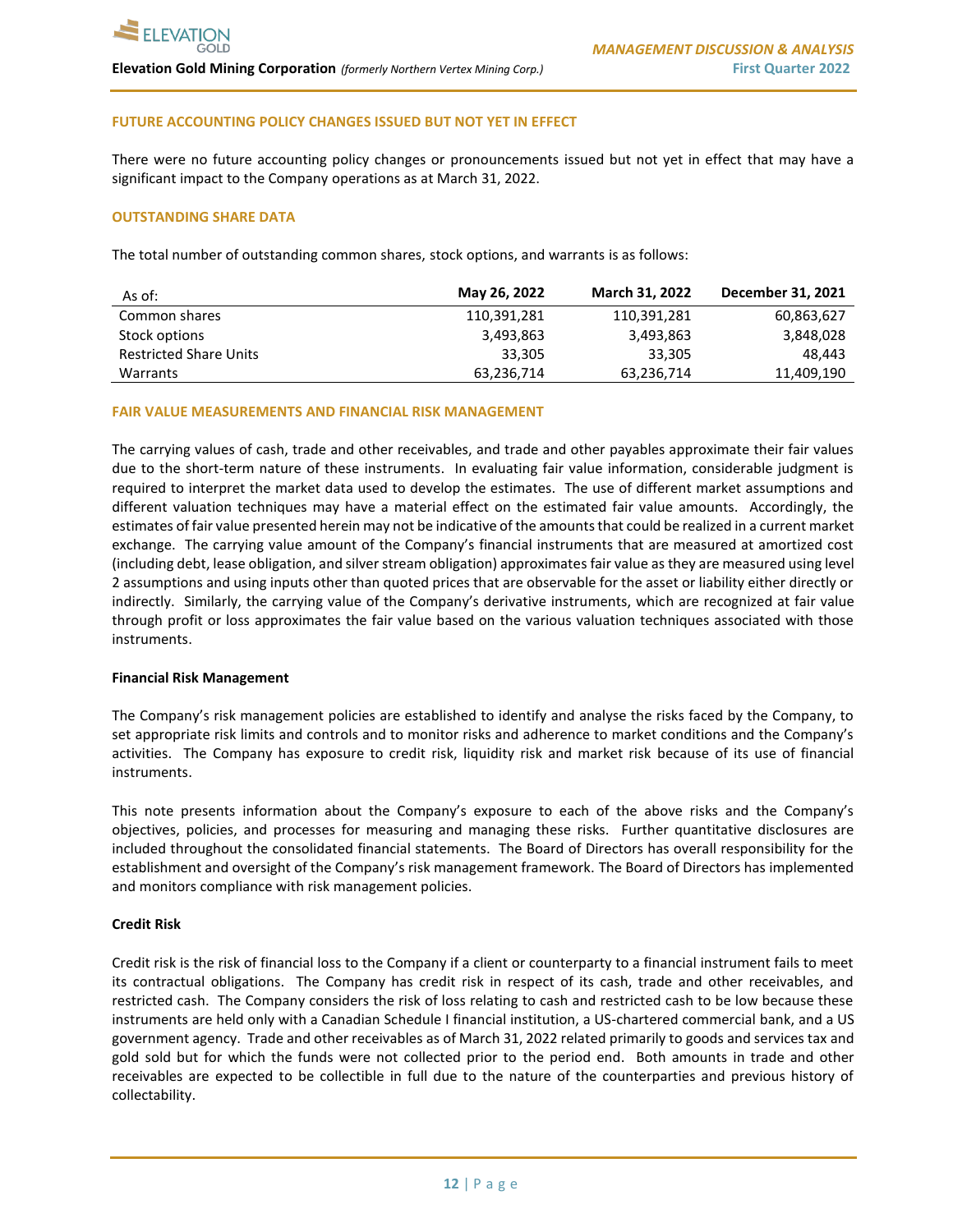## FUTURE ACCOUNTING POLICY CHANGES ISSUED BUT NOT YET IN EFFECT

There were no future accounting policy changes or pronouncements issued but not yet in effect that may have a significant impact to the Company operations as at March 31, 2022.

## OUTSTANDING SHARE DATA

The total number of outstanding common shares, stock options, and warrants is as follows:

| As of: | May 26, 2022 | March 31, 2022 | December 31, 2021 |
|---|---|---|---|
| Common shares | 110,391,281 | 110,391,281 | 60,863,627 |
| Stock options | 3,493,863 | 3,493,863 | 3,848,028 |
| Restricted Share Units | 33,305 | 33,305 | 48,443 |
| Warrants | 63,236,714 | 63,236,714 | 11,409,190 |

## FAIR VALUE MEASUREMENTS AND FINANCIAL RISK MANAGEMENT

The carrying values of cash, trade and other receivables, and trade and other payables approximate their fair values due to the short-term nature of these instruments. In evaluating fair value information, considerable judgment is required to interpret the market data used to develop the estimates. The use of different market assumptions and different valuation techniques may have a material effect on the estimated fair value amounts. Accordingly, the estimates of fair value presented herein may not be indicative of the amounts that could be realized in a current market exchange. The carrying value amount of the Company's financial instruments that are measured at amortized cost (including debt, lease obligation, and silver stream obligation) approximates fair value as they are measured using level 2 assumptions and using inputs other than quoted prices that are observable for the asset or liability either directly or indirectly. Similarly, the carrying value of the Company's derivative instruments, which are recognized at fair value through profit or loss approximates the fair value based on the various valuation techniques associated with those instruments.

### Financial Risk Management

The Company's risk management policies are established to identify and analyse the risks faced by the Company, to set appropriate risk limits and controls and to monitor risks and adherence to market conditions and the Company's activities. The Company has exposure to credit risk, liquidity risk and market risk because of its use of financial instruments.

This note presents information about the Company's exposure to each of the above risks and the Company's objectives, policies, and processes for measuring and managing these risks. Further quantitative disclosures are included throughout the consolidated financial statements. The Board of Directors has overall responsibility for the establishment and oversight of the Company's risk management framework. The Board of Directors has implemented and monitors compliance with risk management policies.

### Credit Risk

Credit risk is the risk of financial loss to the Company if a client or counterparty to a financial instrument fails to meet its contractual obligations. The Company has credit risk in respect of its cash, trade and other receivables, and restricted cash. The Company considers the risk of loss relating to cash and restricted cash to be low because these instruments are held only with a Canadian Schedule I financial institution, a US-chartered commercial bank, and a US government agency. Trade and other receivables as of March 31, 2022 related primarily to goods and services tax and gold sold but for which the funds were not collected prior to the period end. Both amounts in trade and other receivables are expected to be collectible in full due to the nature of the counterparties and previous history of collectability.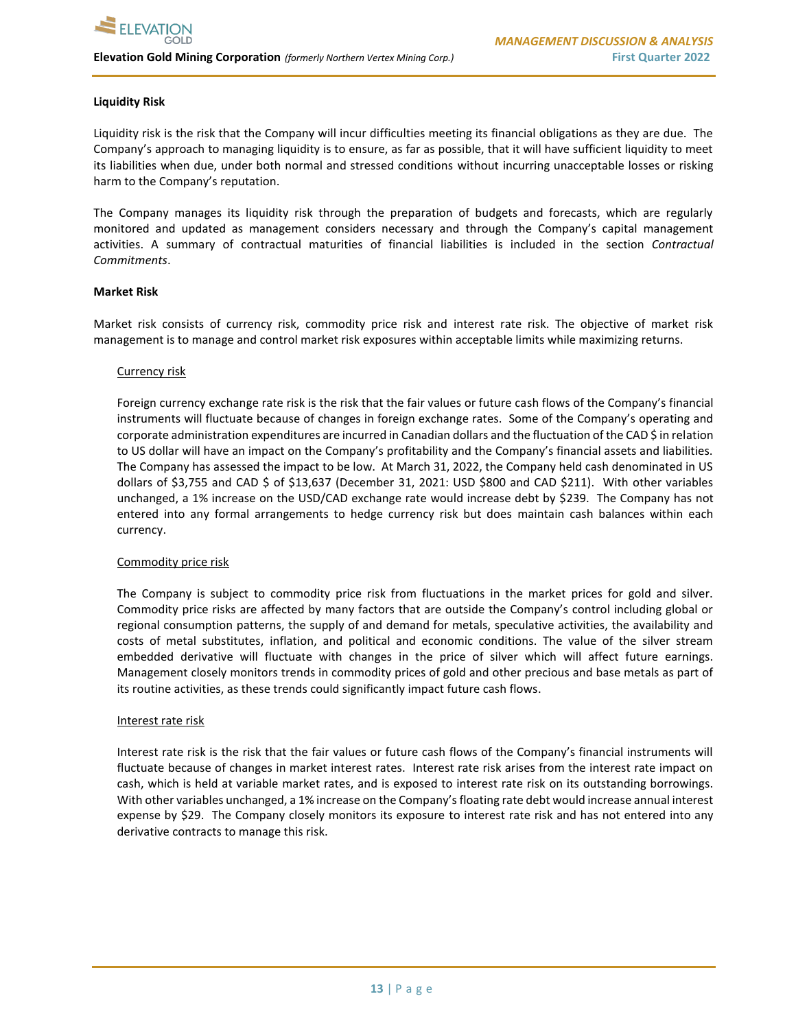### Liquidity Risk

Liquidity risk is the risk that the Company will incur difficulties meeting its financial obligations as they are due. The Company's approach to managing liquidity is to ensure, as far as possible, that it will have sufficient liquidity to meet its liabilities when due, under both normal and stressed conditions without incurring unacceptable losses or risking harm to the Company's reputation.

The Company manages its liquidity risk through the preparation of budgets and forecasts, which are regularly monitored and updated as management considers necessary and through the Company's capital management activities. A summary of contractual maturities of financial liabilities is included in the section *Contractual Commitments*.

### Market Risk

Market risk consists of currency risk, commodity price risk and interest rate risk. The objective of market risk management is to manage and control market risk exposures within acceptable limits while maximizing returns.

#### Currency risk

Foreign currency exchange rate risk is the risk that the fair values or future cash flows of the Company's financial instruments will fluctuate because of changes in foreign exchange rates. Some of the Company's operating and corporate administration expenditures are incurred in Canadian dollars and the fluctuation of the CAD $ in relation to US dollar will have an impact on the Company's profitability and the Company's financial assets and liabilities. The Company has assessed the impact to be low. At March 31, 2022, the Company held cash denominated in US dollars of $3,755 and CAD $ of $13,637 (December 31, 2021: USD $800 and CAD $211). With other variables unchanged, a 1% increase on the USD/CAD exchange rate would increase debt by $239. The Company has not entered into any formal arrangements to hedge currency risk but does maintain cash balances within each currency.

#### Commodity price risk

The Company is subject to commodity price risk from fluctuations in the market prices for gold and silver. Commodity price risks are affected by many factors that are outside the Company's control including global or regional consumption patterns, the supply of and demand for metals, speculative activities, the availability and costs of metal substitutes, inflation, and political and economic conditions. The value of the silver stream embedded derivative will fluctuate with changes in the price of silver which will affect future earnings. Management closely monitors trends in commodity prices of gold and other precious and base metals as part of its routine activities, as these trends could significantly impact future cash flows.

#### Interest rate risk

Interest rate risk is the risk that the fair values or future cash flows of the Company's financial instruments will fluctuate because of changes in market interest rates. Interest rate risk arises from the interest rate impact on cash, which is held at variable market rates, and is exposed to interest rate risk on its outstanding borrowings. With other variables unchanged, a 1% increase on the Company's floating rate debt would increase annual interest expense by $29. The Company closely monitors its exposure to interest rate risk and has not entered into any derivative contracts to manage this risk.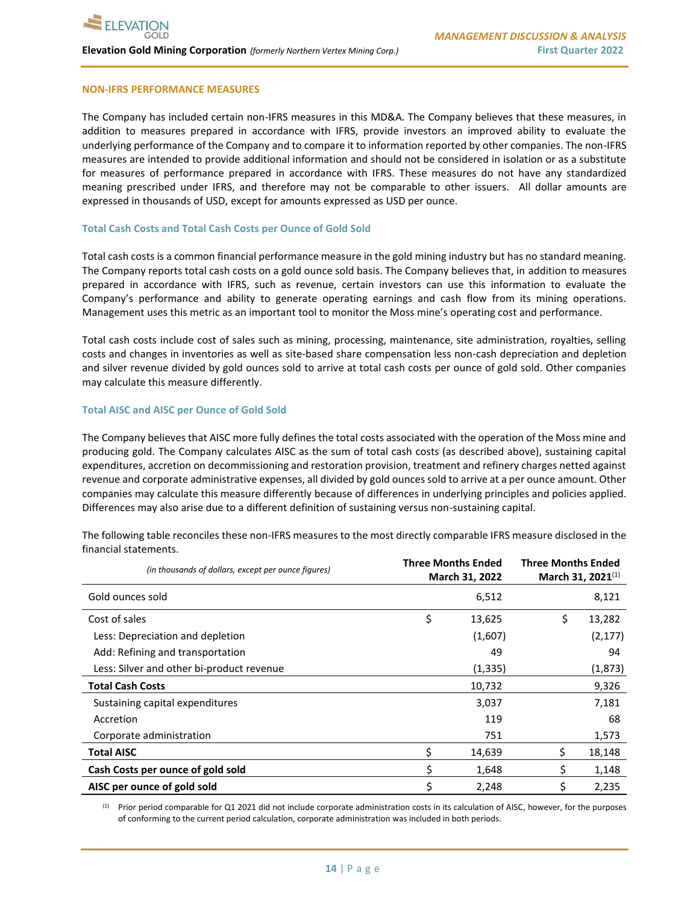## NON-IFRS PERFORMANCE MEASURES

The Company has included certain non-IFRS measures in this MD&A. The Company believes that these measures, in addition to measures prepared in accordance with IFRS, provide investors an improved ability to evaluate the underlying performance of the Company and to compare it to information reported by other companies. The non-IFRS measures are intended to provide additional information and should not be considered in isolation or as a substitute for measures of performance prepared in accordance with IFRS. These measures do not have any standardized meaning prescribed under IFRS, and therefore may not be comparable to other issuers. All dollar amounts are expressed in thousands of USD, except for amounts expressed as USD per ounce.

### Total Cash Costs and Total Cash Costs per Ounce of Gold Sold

Total cash costs is a common financial performance measure in the gold mining industry but has no standard meaning. The Company reports total cash costs on a gold ounce sold basis. The Company believes that, in addition to measures prepared in accordance with IFRS, such as revenue, certain investors can use this information to evaluate the Company's performance and ability to generate operating earnings and cash flow from its mining operations. Management uses this metric as an important tool to monitor the Moss mine's operating cost and performance.

Total cash costs include cost of sales such as mining, processing, maintenance, site administration, royalties, selling costs and changes in inventories as well as site-based share compensation less non-cash depreciation and depletion and silver revenue divided by gold ounces sold to arrive at total cash costs per ounce of gold sold. Other companies may calculate this measure differently.

### Total AISC and AISC per Ounce of Gold Sold

The Company believes that AISC more fully defines the total costs associated with the operation of the Moss mine and producing gold. The Company calculates AISC as the sum of total cash costs (as described above), sustaining capital expenditures, accretion on decommissioning and restoration provision, treatment and refinery charges netted against revenue and corporate administrative expenses, all divided by gold ounces sold to arrive at a per ounce amount. Other companies may calculate this measure differently because of differences in underlying principles and policies applied. Differences may also arise due to a different definition of sustaining versus non-sustaining capital.

The following table reconciles these non-IFRS measures to the most directly comparable IFRS measure disclosed in the financial statements.

| *(in thousands of dollars, except per ounce figures)* | **Three Months Ended March 31, 2022** | **Three Months Ended March 31, 2021**[1] |
|---|---|---|
| Gold ounces sold | 6,512 | 8,121 |
| Cost of sales | $ 13,625 | $ 13,282 |
| Less: Depreciation and depletion | (1,607) | (2,177) |
| Add: Refining and transportation | 49 | 94 |
| Less: Silver and other bi-product revenue | (1,335) | (1,873) |
| **Total Cash Costs** | 10,732 | 9,326 |
| Sustaining capital expenditures | 3,037 | 7,181 |
| Accretion | 119 | 68 |
| Corporate administration | 751 | 1,573 |
| **Total AISC** | $ 14,639 | $ 18,148 |
| **Cash Costs per ounce of gold sold** | $ 1,648 | $ 1,148 |
| **AISC per ounce of gold sold** | $ 2,248 | $ 2,235 |

[1] Prior period comparable for Q1 2021 did not include corporate administration costs in its calculation of AISC, however, for the purposes of conforming to the current period calculation, corporate administration was included in both periods.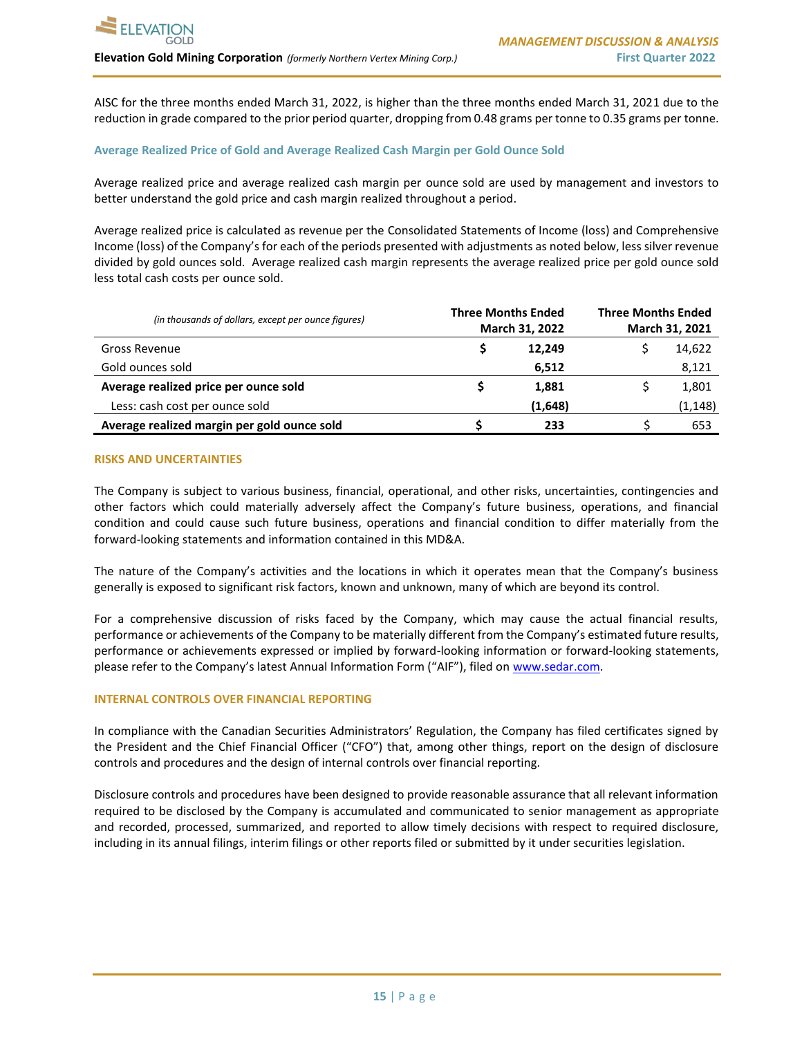AISC for the three months ended March 31, 2022, is higher than the three months ended March 31, 2021 due to the reduction in grade compared to the prior period quarter, dropping from 0.48 grams per tonne to 0.35 grams per tonne.

### Average Realized Price of Gold and Average Realized Cash Margin per Gold Ounce Sold

Average realized price and average realized cash margin per ounce sold are used by management and investors to better understand the gold price and cash margin realized throughout a period.

Average realized price is calculated as revenue per the Consolidated Statements of Income (loss) and Comprehensive Income (loss) of the Company's for each of the periods presented with adjustments as noted below, less silver revenue divided by gold ounces sold. Average realized cash margin represents the average realized price per gold ounce sold less total cash costs per ounce sold.

| *(in thousands of dollars, except per ounce figures)* | Three Months Ended March 31, 2022 | Three Months Ended March 31, 2021 |
|---|---|---|
| Gross Revenue | **$ 12,249** | $ 14,622 |
| Gold ounces sold | **6,512** | 8,121 |
| **Average realized price per ounce sold** | **$ 1,881** | $ 1,801 |
| Less: cash cost per ounce sold | **(1,648)** | (1,148) |
| **Average realized margin per gold ounce sold** | **$ 233** | $ 653 |

## RISKS AND UNCERTAINTIES

The Company is subject to various business, financial, operational, and other risks, uncertainties, contingencies and other factors which could materially adversely affect the Company's future business, operations, and financial condition and could cause such future business, operations and financial condition to differ materially from the forward-looking statements and information contained in this MD&A.

The nature of the Company's activities and the locations in which it operates mean that the Company's business generally is exposed to significant risk factors, known and unknown, many of which are beyond its control.

For a comprehensive discussion of risks faced by the Company, which may cause the actual financial results, performance or achievements of the Company to be materially different from the Company's estimated future results, performance or achievements expressed or implied by forward-looking information or forward-looking statements, please refer to the Company's latest Annual Information Form ("AIF"), filed on www.sedar.com.

## INTERNAL CONTROLS OVER FINANCIAL REPORTING

In compliance with the Canadian Securities Administrators' Regulation, the Company has filed certificates signed by the President and the Chief Financial Officer ("CFO") that, among other things, report on the design of disclosure controls and procedures and the design of internal controls over financial reporting.

Disclosure controls and procedures have been designed to provide reasonable assurance that all relevant information required to be disclosed by the Company is accumulated and communicated to senior management as appropriate and recorded, processed, summarized, and reported to allow timely decisions with respect to required disclosure, including in its annual filings, interim filings or other reports filed or submitted by it under securities legislation.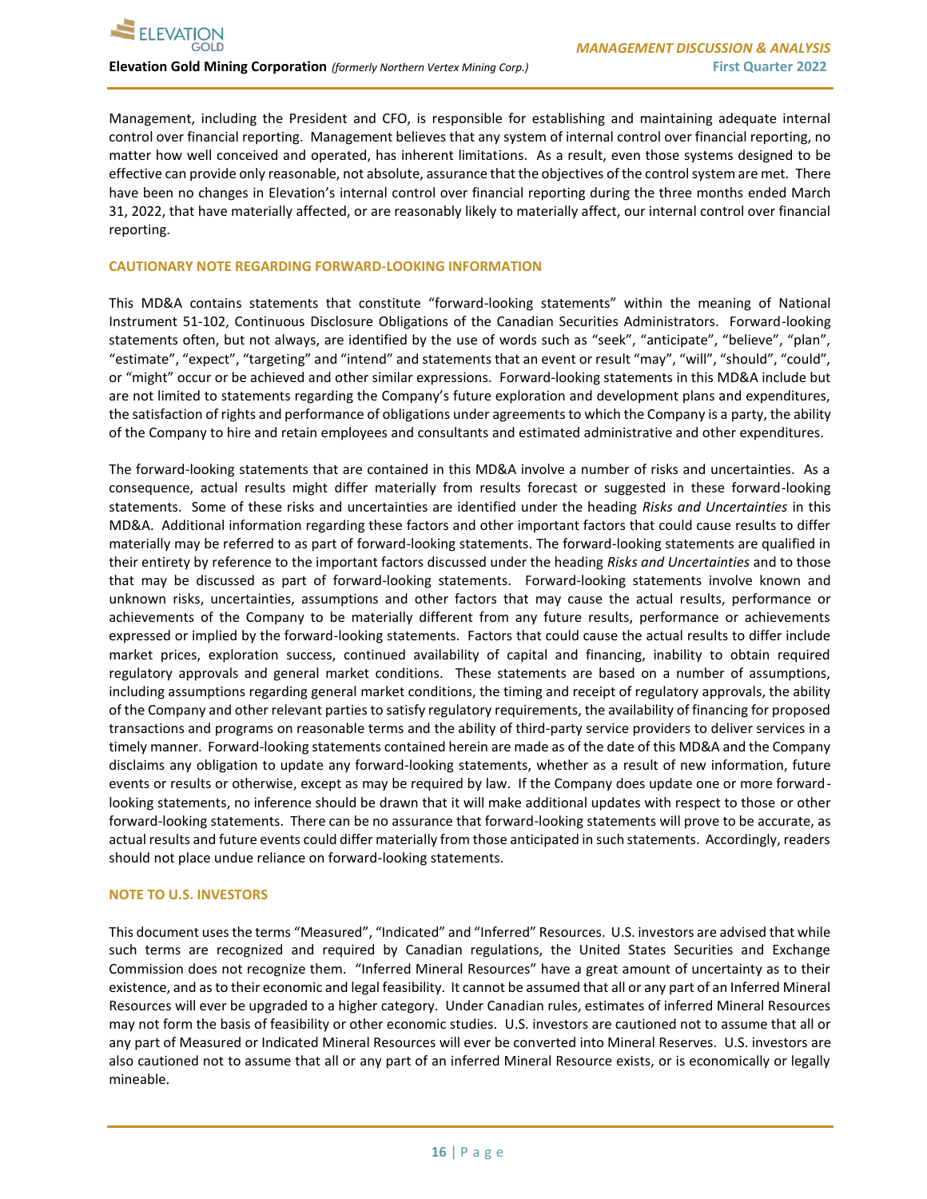Management, including the President and CFO, is responsible for establishing and maintaining adequate internal control over financial reporting. Management believes that any system of internal control over financial reporting, no matter how well conceived and operated, has inherent limitations. As a result, even those systems designed to be effective can provide only reasonable, not absolute, assurance that the objectives of the control system are met. There have been no changes in Elevation's internal control over financial reporting during the three months ended March 31, 2022, that have materially affected, or are reasonably likely to materially affect, our internal control over financial reporting.

## CAUTIONARY NOTE REGARDING FORWARD-LOOKING INFORMATION

This MD&A contains statements that constitute "forward-looking statements" within the meaning of National Instrument 51-102, Continuous Disclosure Obligations of the Canadian Securities Administrators. Forward-looking statements often, but not always, are identified by the use of words such as "seek", "anticipate", "believe", "plan", "estimate", "expect", "targeting" and "intend" and statements that an event or result "may", "will", "should", "could", or "might" occur or be achieved and other similar expressions. Forward-looking statements in this MD&A include but are not limited to statements regarding the Company's future exploration and development plans and expenditures, the satisfaction of rights and performance of obligations under agreements to which the Company is a party, the ability of the Company to hire and retain employees and consultants and estimated administrative and other expenditures.

The forward-looking statements that are contained in this MD&A involve a number of risks and uncertainties. As a consequence, actual results might differ materially from results forecast or suggested in these forward-looking statements. Some of these risks and uncertainties are identified under the heading *Risks and Uncertainties* in this MD&A. Additional information regarding these factors and other important factors that could cause results to differ materially may be referred to as part of forward-looking statements. The forward-looking statements are qualified in their entirety by reference to the important factors discussed under the heading *Risks and Uncertainties* and to those that may be discussed as part of forward-looking statements. Forward-looking statements involve known and unknown risks, uncertainties, assumptions and other factors that may cause the actual results, performance or achievements of the Company to be materially different from any future results, performance or achievements expressed or implied by the forward-looking statements. Factors that could cause the actual results to differ include market prices, exploration success, continued availability of capital and financing, inability to obtain required regulatory approvals and general market conditions. These statements are based on a number of assumptions, including assumptions regarding general market conditions, the timing and receipt of regulatory approvals, the ability of the Company and other relevant parties to satisfy regulatory requirements, the availability of financing for proposed transactions and programs on reasonable terms and the ability of third-party service providers to deliver services in a timely manner. Forward-looking statements contained herein are made as of the date of this MD&A and the Company disclaims any obligation to update any forward-looking statements, whether as a result of new information, future events or results or otherwise, except as may be required by law. If the Company does update one or more forward-looking statements, no inference should be drawn that it will make additional updates with respect to those or other forward-looking statements. There can be no assurance that forward-looking statements will prove to be accurate, as actual results and future events could differ materially from those anticipated in such statements. Accordingly, readers should not place undue reliance on forward-looking statements.

## NOTE TO U.S. INVESTORS

This document uses the terms "Measured", "Indicated" and "Inferred" Resources. U.S. investors are advised that while such terms are recognized and required by Canadian regulations, the United States Securities and Exchange Commission does not recognize them. "Inferred Mineral Resources" have a great amount of uncertainty as to their existence, and as to their economic and legal feasibility. It cannot be assumed that all or any part of an Inferred Mineral Resources will ever be upgraded to a higher category. Under Canadian rules, estimates of inferred Mineral Resources may not form the basis of feasibility or other economic studies. U.S. investors are cautioned not to assume that all or any part of Measured or Indicated Mineral Resources will ever be converted into Mineral Reserves. U.S. investors are also cautioned not to assume that all or any part of an inferred Mineral Resource exists, or is economically or legally mineable.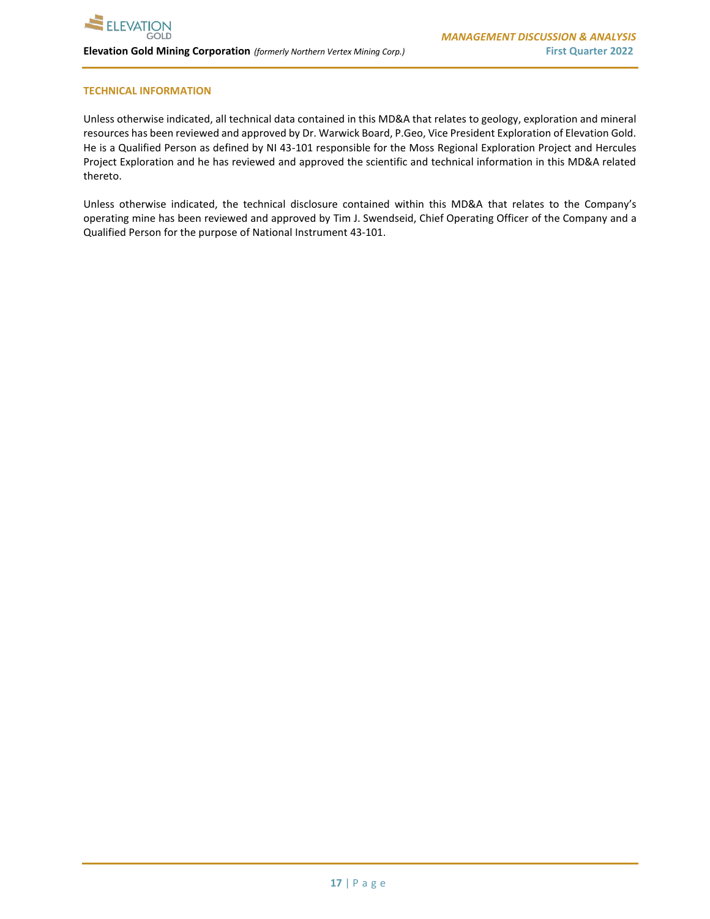### TECHNICAL INFORMATION

Unless otherwise indicated, all technical data contained in this MD&A that relates to geology, exploration and mineral resources has been reviewed and approved by Dr. Warwick Board, P.Geo, Vice President Exploration of Elevation Gold. He is a Qualified Person as defined by NI 43-101 responsible for the Moss Regional Exploration Project and Hercules Project Exploration and he has reviewed and approved the scientific and technical information in this MD&A related thereto.

Unless otherwise indicated, the technical disclosure contained within this MD&A that relates to the Company's operating mine has been reviewed and approved by Tim J. Swendseid, Chief Operating Officer of the Company and a Qualified Person for the purpose of National Instrument 43-101.